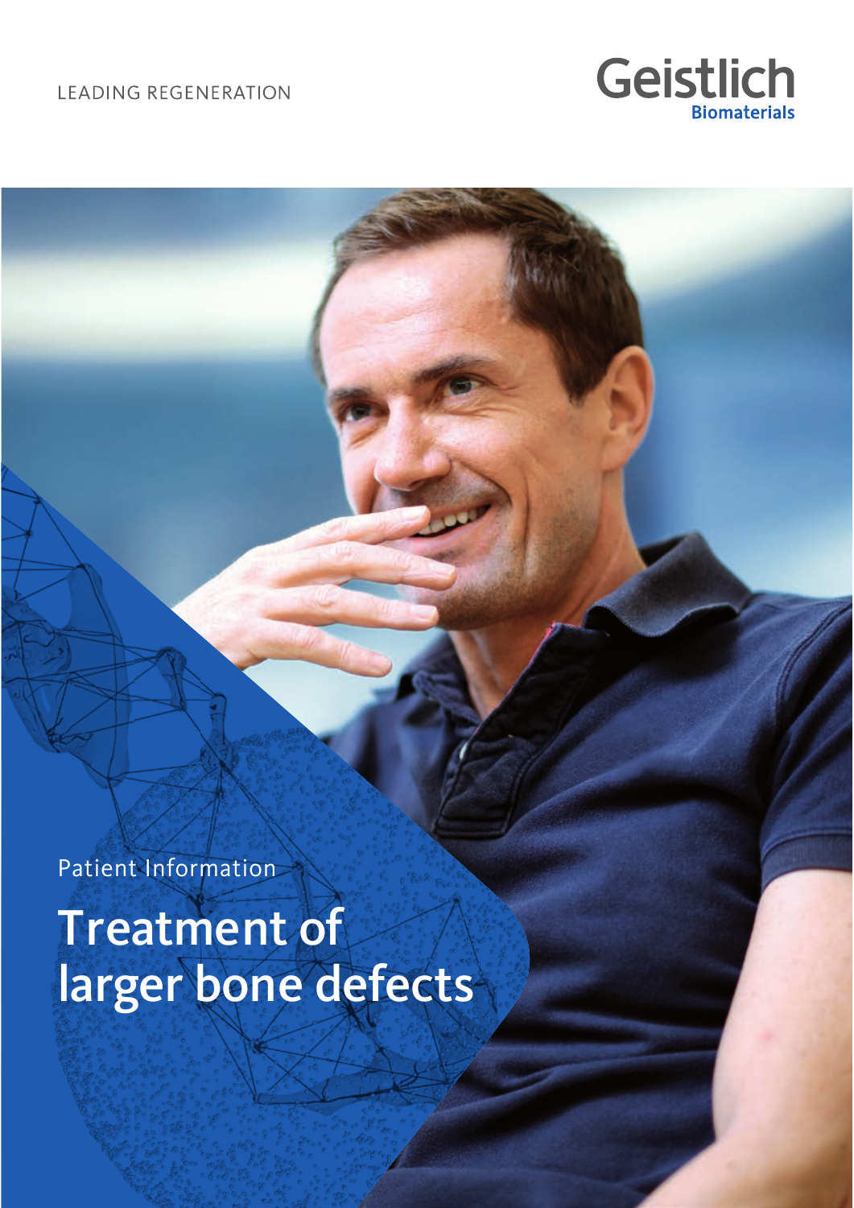LEADING REGENERATION

Geistlich
Biomaterials

Patient Information

# Treatment of larger bone defects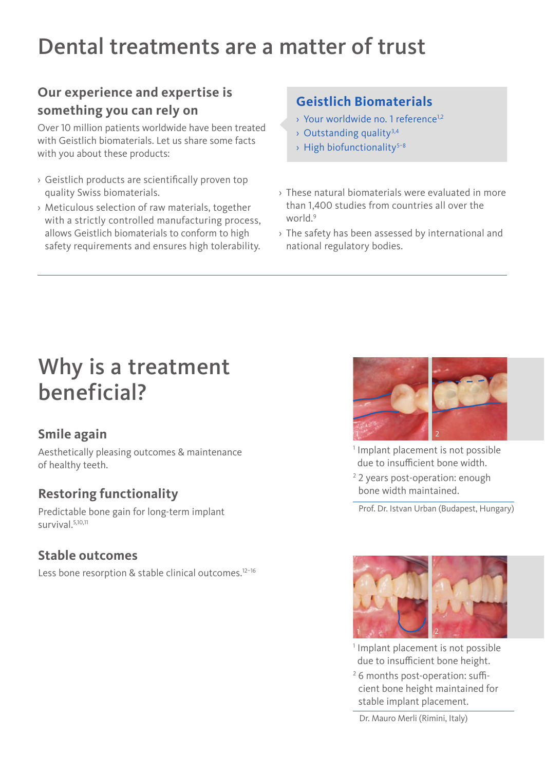# Dental treatments are a matter of trust

### Our experience and expertise is something you can rely on

Over 10 million patients worldwide have been treated with Geistlich biomaterials. Let us share some facts with you about these products:

- Geistlich products are scientifically proven top quality Swiss biomaterials.
- Meticulous selection of raw materials, together with a strictly controlled manufacturing process, allows Geistlich biomaterials to conform to high safety requirements and ensures high tolerability.

### Geistlich Biomaterials

- Your worldwide no. 1 reference[1,2]
- Outstanding quality[3,4]
- High biofunctionality[5–8]

- These natural biomaterials were evaluated in more than 1,400 studies from countries all over the world.[9]
- The safety has been assessed by international and national regulatory bodies.

---

# Why is a treatment beneficial?

### Smile again

Aesthetically pleasing outcomes & maintenance of healthy teeth.

### Restoring functionality

Predictable bone gain for long-term implant survival.[5,10,11]

### Stable outcomes

Less bone resorption & stable clinical outcomes.[12–16]

[1] Implant placement is not possible due to insufficient bone width.

[2] 2 years post-operation: enough bone width maintained.

Prof. Dr. Istvan Urban (Budapest, Hungary)

[1] Implant placement is not possible due to insufficient bone height.

[2] 6 months post-operation: sufficient bone height maintained for stable implant placement.

Dr. Mauro Merli (Rimini, Italy)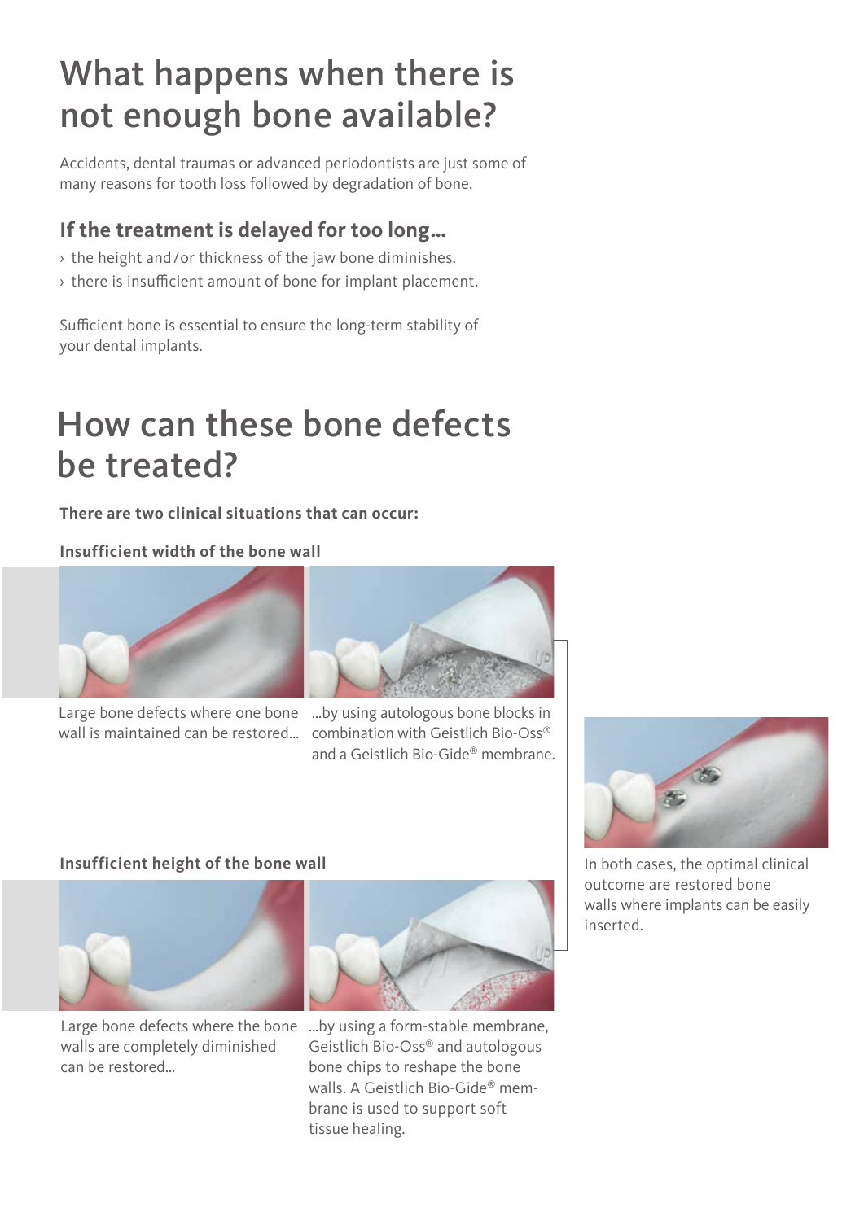# What happens when there is not enough bone available?

Accidents, dental traumas or advanced periodontists are just some of many reasons for tooth loss followed by degradation of bone.

### If the treatment is delayed for too long...

- the height and / or thickness of the jaw bone diminishes.
- there is insufficient amount of bone for implant placement.

Sufficient bone is essential to ensure the long-term stability of your dental implants.

# How can these bone defects be treated?

**There are two clinical situations that can occur:**

**Insufficient width of the bone wall**

Large bone defects where one bone wall is maintained can be restored...

...by using autologous bone blocks in combination with Geistlich Bio-Oss® and a Geistlich Bio-Gide® membrane.

**Insufficient height of the bone wall**

Large bone defects where the bone walls are completely diminished can be restored...

...by using a form-stable membrane, Geistlich Bio-Oss® and autologous bone chips to reshape the bone walls. A Geistlich Bio-Gide® membrane is used to support soft tissue healing.

In both cases, the optimal clinical outcome are restored bone walls where implants can be easily inserted.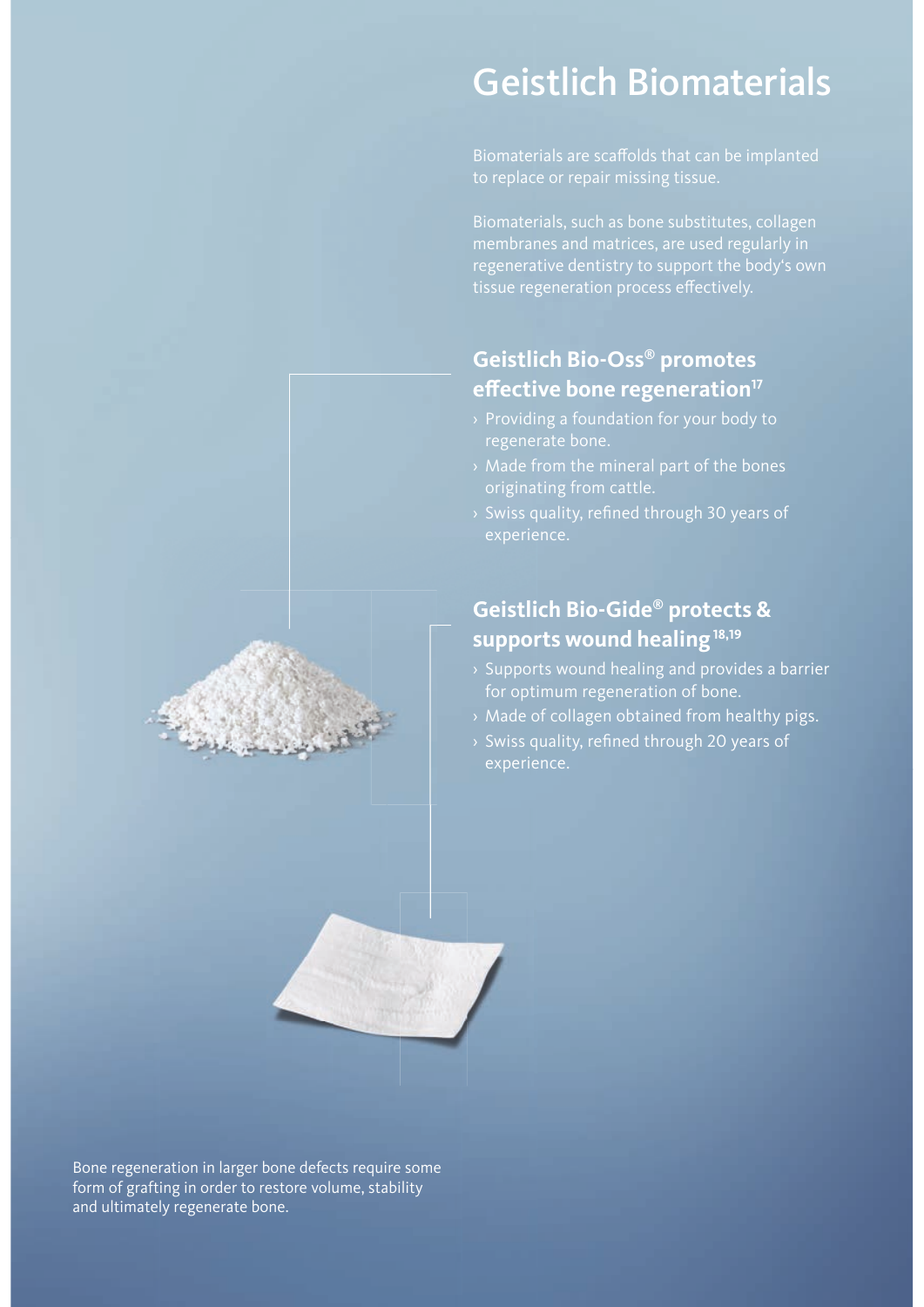# Geistlich Biomaterials

Biomaterials are scaffolds that can be implanted to replace or repair missing tissue.

Biomaterials, such as bone substitutes, collagen membranes and matrices, are used regularly in regenerative dentistry to support the body's own tissue regeneration process effectively.

## Geistlich Bio-Oss® promotes effective bone regeneration[17]

- Providing a foundation for your body to regenerate bone.
- Made from the mineral part of the bones originating from cattle.
- Swiss quality, refined through 30 years of experience.

## Geistlich Bio-Gide® protects & supports wound healing[18,19]

- Supports wound healing and provides a barrier for optimum regeneration of bone.
- Made of collagen obtained from healthy pigs.
- Swiss quality, refined through 20 years of experience.

Bone regeneration in larger bone defects require some form of grafting in order to restore volume, stability and ultimately regenerate bone.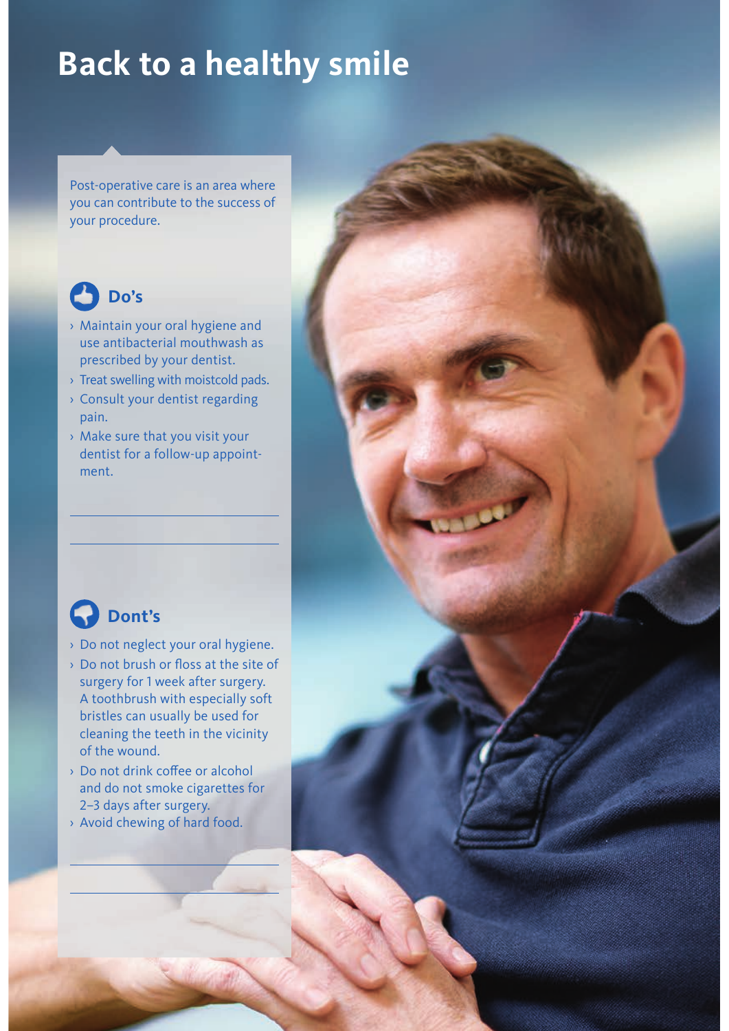# Back to a healthy smile

Post-operative care is an area where you can contribute to the success of your procedure.

## Do's

- Maintain your oral hygiene and use antibacterial mouthwash as prescribed by your dentist.
- Treat swelling with moistcold pads.
- Consult your dentist regarding pain.
- Make sure that you visit your dentist for a follow-up appointment.

## Dont's

- Do not neglect your oral hygiene.
- Do not brush or floss at the site of surgery for 1 week after surgery. A toothbrush with especially soft bristles can usually be used for cleaning the teeth in the vicinity of the wound.
- Do not drink coffee or alcohol and do not smoke cigarettes for 2–3 days after surgery.
- Avoid chewing of hard food.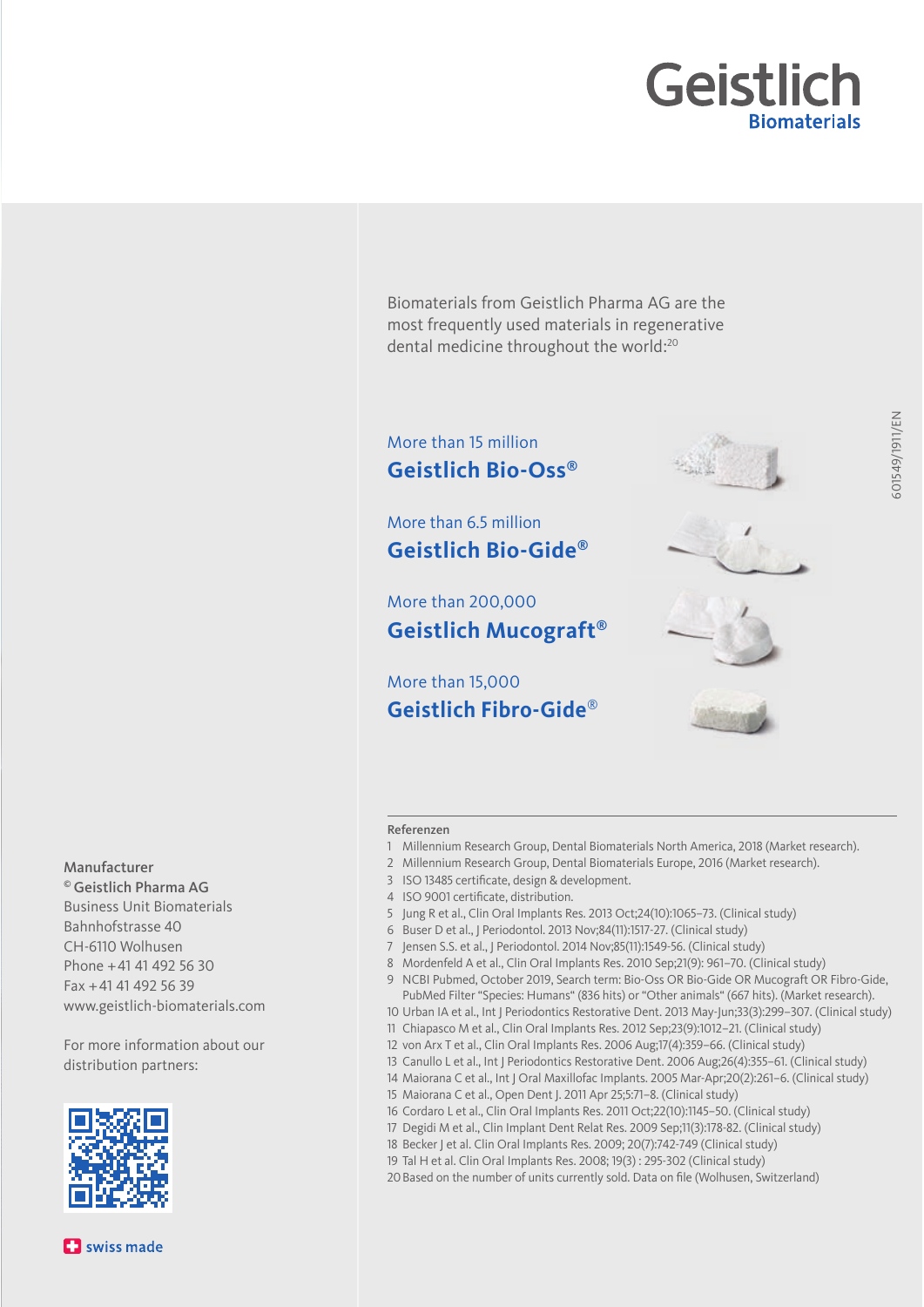Geistlich
Biomaterials

Biomaterials from Geistlich Pharma AG are the most frequently used materials in regenerative dental medicine throughout the world:[20]

More than 15 million
**Geistlich Bio-Oss®**

More than 6.5 million
**Geistlich Bio-Gide®**

More than 200,000
**Geistlich Mucograft®**

More than 15,000
**Geistlich Fibro-Gide®**

601549/1911/EN

**Referenzen**

1 Millennium Research Group, Dental Biomaterials North America, 2018 (Market research).
2 Millennium Research Group, Dental Biomaterials Europe, 2016 (Market research).
3 ISO 13485 certificate, design & development.
4 ISO 9001 certificate, distribution.
5 Jung R et al., Clin Oral Implants Res. 2013 Oct;24(10):1065–73. (Clinical study)
6 Buser D et al., J Periodontol. 2013 Nov;84(11):1517-27. (Clinical study)
7 Jensen S.S. et al., J Periodontol. 2014 Nov;85(11):1549-56. (Clinical study)
8 Mordenfeld A et al., Clin Oral Implants Res. 2010 Sep;21(9): 961–70. (Clinical study)
9 NCBI Pubmed, October 2019, Search term: Bio-Oss OR Bio-Gide OR Mucograft OR Fibro-Gide, PubMed Filter "Species: Humans" (836 hits) or "Other animals" (667 hits). (Market research).
10 Urban IA et al., Int J Periodontics Restorative Dent. 2013 May-Jun;33(3):299–307. (Clinical study)
11 Chiapasco M et al., Clin Oral Implants Res. 2012 Sep;23(9):1012–21. (Clinical study)
12 von Arx T et al., Clin Oral Implants Res. 2006 Aug;17(4):359–66. (Clinical study)
13 Canullo L et al., Int J Periodontics Restorative Dent. 2006 Aug;26(4):355–61. (Clinical study)
14 Maiorana C et al., Int J Oral Maxillofac Implants. 2005 Mar-Apr;20(2):261–6. (Clinical study)
15 Maiorana C et al., Open Dent J. 2011 Apr 25;5:71–8. (Clinical study)
16 Cordaro L et al., Clin Oral Implants Res. 2011 Oct;22(10):1145–50. (Clinical study)
17 Degidi M et al., Clin Implant Dent Relat Res. 2009 Sep;11(3):178-82. (Clinical study)
18 Becker J et al. Clin Oral Implants Res. 2009; 20(7):742-749 (Clinical study)
19 Tal H et al. Clin Oral Implants Res. 2008; 19(3) : 295-302 (Clinical study)
20 Based on the number of units currently sold. Data on file (Wolhusen, Switzerland)

**Manufacturer**
**© Geistlich Pharma AG**
Business Unit Biomaterials
Bahnhofstrasse 40
CH-6110 Wolhusen
Phone +41 41 492 56 30
Fax +41 41 492 56 39
www.geistlich-biomaterials.com

For more information about our distribution partners:

swiss made